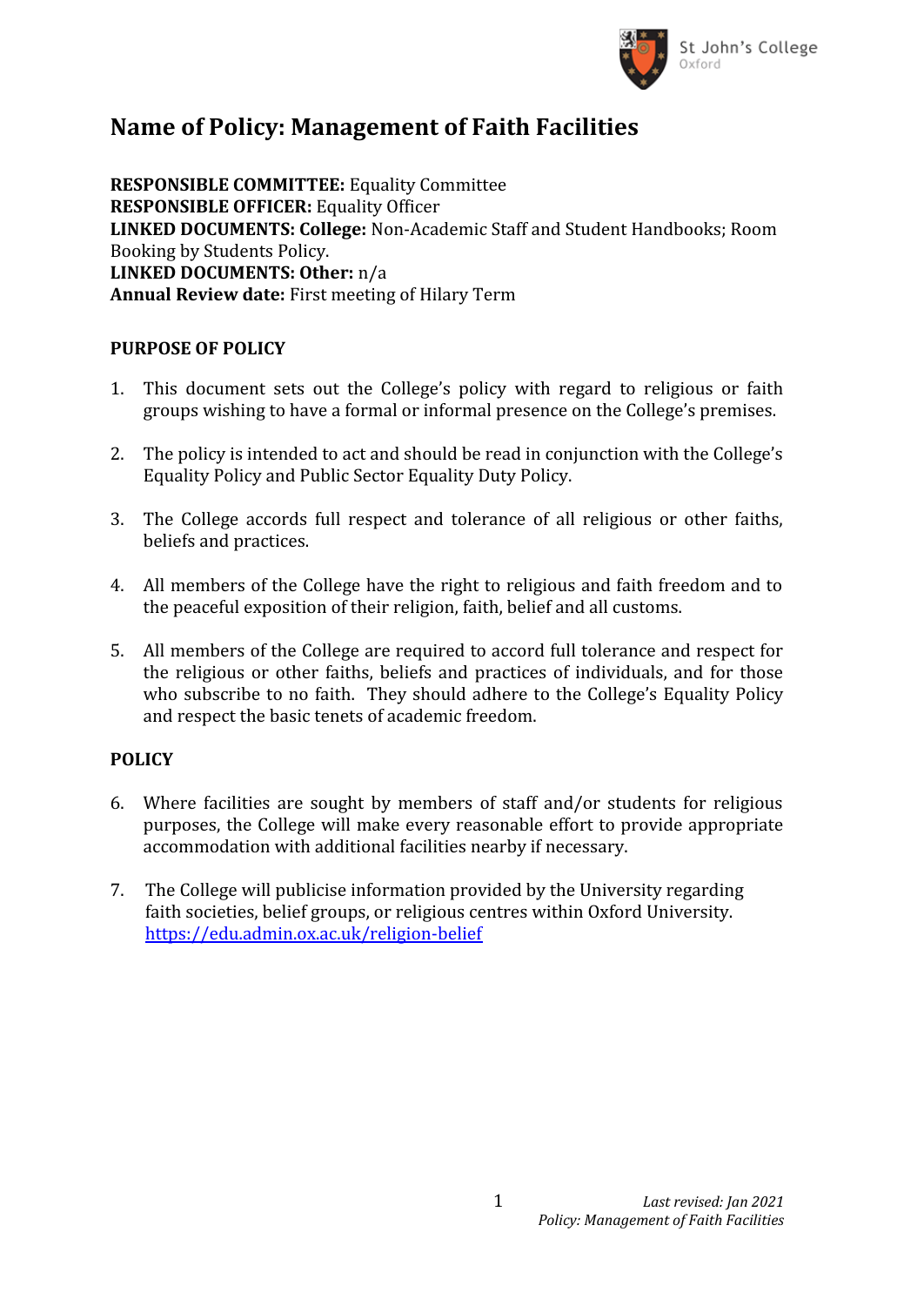# Name of Policy: Management of Faith Facilities

**RESPONSIBLE COMMITTEE:** Equality Committee
**RESPONSIBLE OFFICER:** Equality Officer
**LINKED DOCUMENTS: College:** Non-Academic Staff and Student Handbooks; Room Booking by Students Policy.
**LINKED DOCUMENTS: Other:** n/a
**Annual Review date:** First meeting of Hilary Term

## PURPOSE OF POLICY

1. This document sets out the College's policy with regard to religious or faith groups wishing to have a formal or informal presence on the College's premises.

2. The policy is intended to act and should be read in conjunction with the College's Equality Policy and Public Sector Equality Duty Policy.

3. The College accords full respect and tolerance of all religious or other faiths, beliefs and practices.

4. All members of the College have the right to religious and faith freedom and to the peaceful exposition of their religion, faith, belief and all customs.

5. All members of the College are required to accord full tolerance and respect for the religious or other faiths, beliefs and practices of individuals, and for those who subscribe to no faith. They should adhere to the College's Equality Policy and respect the basic tenets of academic freedom.

## POLICY

6. Where facilities are sought by members of staff and/or students for religious purposes, the College will make every reasonable effort to provide appropriate accommodation with additional facilities nearby if necessary.

7. The College will publicise information provided by the University regarding faith societies, belief groups, or religious centres within Oxford University. [https://edu.admin.ox.ac.uk/religion-belief](https://edu.admin.ox.ac.uk/religion-belief)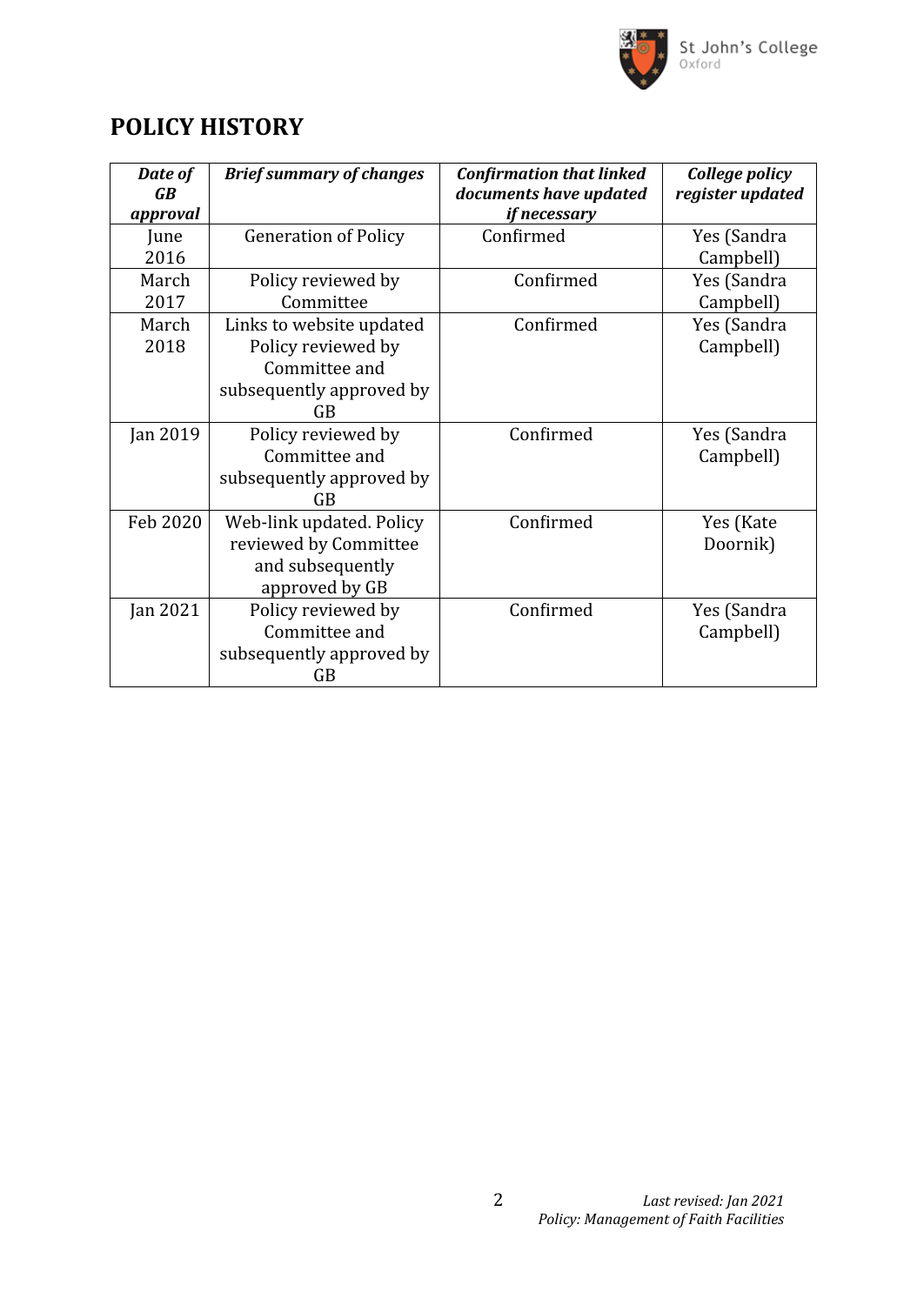# POLICY HISTORY

| ***Date of GB approval*** | ***Brief summary of changes*** | ***Confirmation that linked documents have updated if necessary*** | ***College policy register updated*** |
|---|---|---|---|
| June 2016 | Generation of Policy | Confirmed | Yes (Sandra Campbell) |
| March 2017 | Policy reviewed by Committee | Confirmed | Yes (Sandra Campbell) |
| March 2018 | Links to website updated Policy reviewed by Committee and subsequently approved by GB | Confirmed | Yes (Sandra Campbell) |
| Jan 2019 | Policy reviewed by Committee and subsequently approved by GB | Confirmed | Yes (Sandra Campbell) |
| Feb 2020 | Web-link updated. Policy reviewed by Committee and subsequently approved by GB | Confirmed | Yes (Kate Doornik) |
| Jan 2021 | Policy reviewed by Committee and subsequently approved by GB | Confirmed | Yes (Sandra Campbell) |